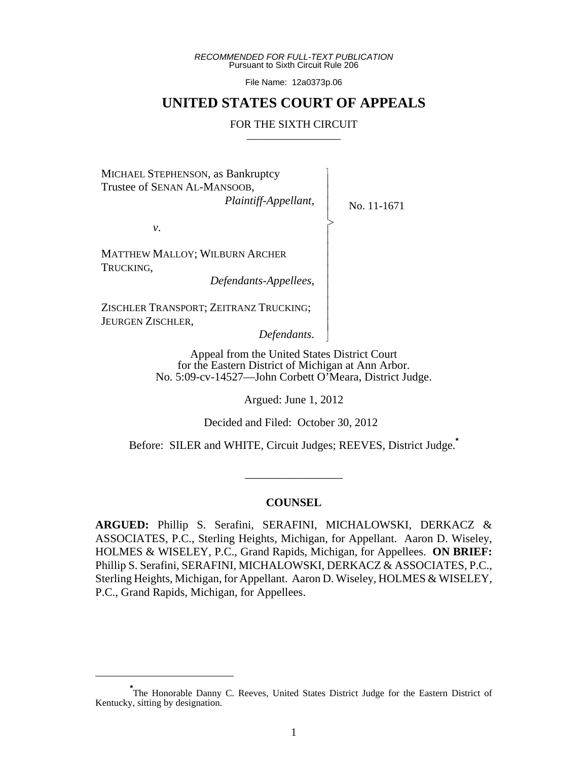*RECOMMENDED FOR FULL-TEXT PUBLICATION*
Pursuant to Sixth Circuit Rule 206

File Name: 12a0373p.06

# UNITED STATES COURT OF APPEALS

## FOR THE SIXTH CIRCUIT

MICHAEL STEPHENSON, as Bankruptcy Trustee of SENAN AL-MANSOOB,
*Plaintiff-Appellant*,

*v*.

MATTHEW MALLOY; WILBURN ARCHER TRUCKING,
*Defendants-Appellees*,

ZISCHLER TRANSPORT; ZEITRANZ TRUCKING; JEURGEN ZISCHLER,
*Defendants*.

No. 11-1671

Appeal from the United States District Court
for the Eastern District of Michigan at Ann Arbor.
No. 5:09-cv-14527—John Corbett O'Meara, District Judge.

Argued: June 1, 2012

Decided and Filed: October 30, 2012

Before: SILER and WHITE, Circuit Judges; REEVES, District Judge.*

### COUNSEL

**ARGUED:** Phillip S. Serafini, SERAFINI, MICHALOWSKI, DERKACZ & ASSOCIATES, P.C., Sterling Heights, Michigan, for Appellant. Aaron D. Wiseley, HOLMES & WISELEY, P.C., Grand Rapids, Michigan, for Appellees. **ON BRIEF:** Phillip S. Serafini, SERAFINI, MICHALOWSKI, DERKACZ & ASSOCIATES, P.C., Sterling Heights, Michigan, for Appellant. Aaron D. Wiseley, HOLMES & WISELEY, P.C., Grand Rapids, Michigan, for Appellees.

---

*The Honorable Danny C. Reeves, United States District Judge for the Eastern District of Kentucky, sitting by designation.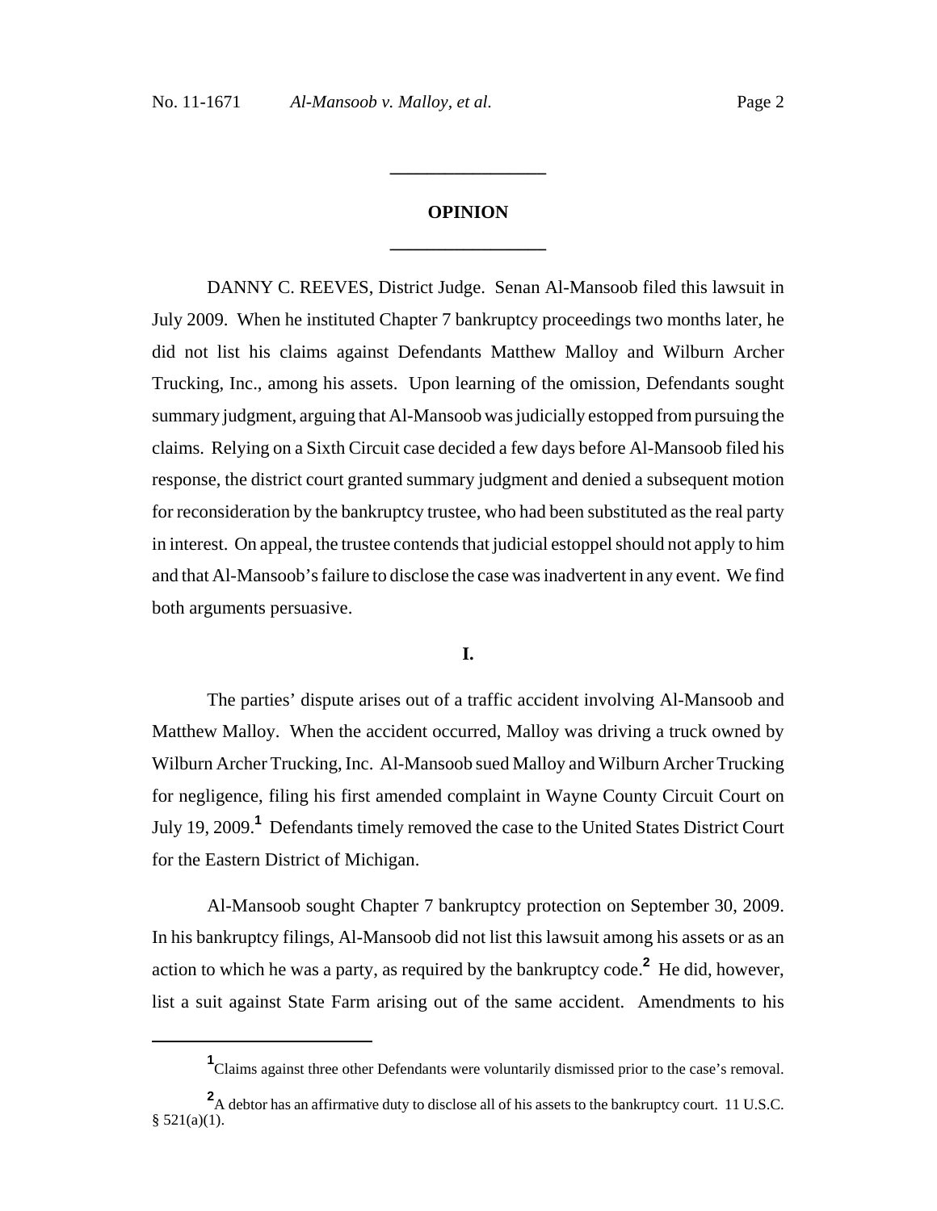## OPINION

DANNY C. REEVES, District Judge. Senan Al-Mansoob filed this lawsuit in July 2009. When he instituted Chapter 7 bankruptcy proceedings two months later, he did not list his claims against Defendants Matthew Malloy and Wilburn Archer Trucking, Inc., among his assets. Upon learning of the omission, Defendants sought summary judgment, arguing that Al-Mansoob was judicially estopped from pursuing the claims. Relying on a Sixth Circuit case decided a few days before Al-Mansoob filed his response, the district court granted summary judgment and denied a subsequent motion for reconsideration by the bankruptcy trustee, who had been substituted as the real party in interest. On appeal, the trustee contends that judicial estoppel should not apply to him and that Al-Mansoob's failure to disclose the case was inadvertent in any event. We find both arguments persuasive.

### I.

The parties' dispute arises out of a traffic accident involving Al-Mansoob and Matthew Malloy. When the accident occurred, Malloy was driving a truck owned by Wilburn Archer Trucking, Inc. Al-Mansoob sued Malloy and Wilburn Archer Trucking for negligence, filing his first amended complaint in Wayne County Circuit Court on July 19, 2009.[1] Defendants timely removed the case to the United States District Court for the Eastern District of Michigan.

Al-Mansoob sought Chapter 7 bankruptcy protection on September 30, 2009. In his bankruptcy filings, Al-Mansoob did not list this lawsuit among his assets or as an action to which he was a party, as required by the bankruptcy code.[2] He did, however, list a suit against State Farm arising out of the same accident. Amendments to his

---

[1] Claims against three other Defendants were voluntarily dismissed prior to the case's removal.

[2] A debtor has an affirmative duty to disclose all of his assets to the bankruptcy court. 11 U.S.C. § 521(a)(1).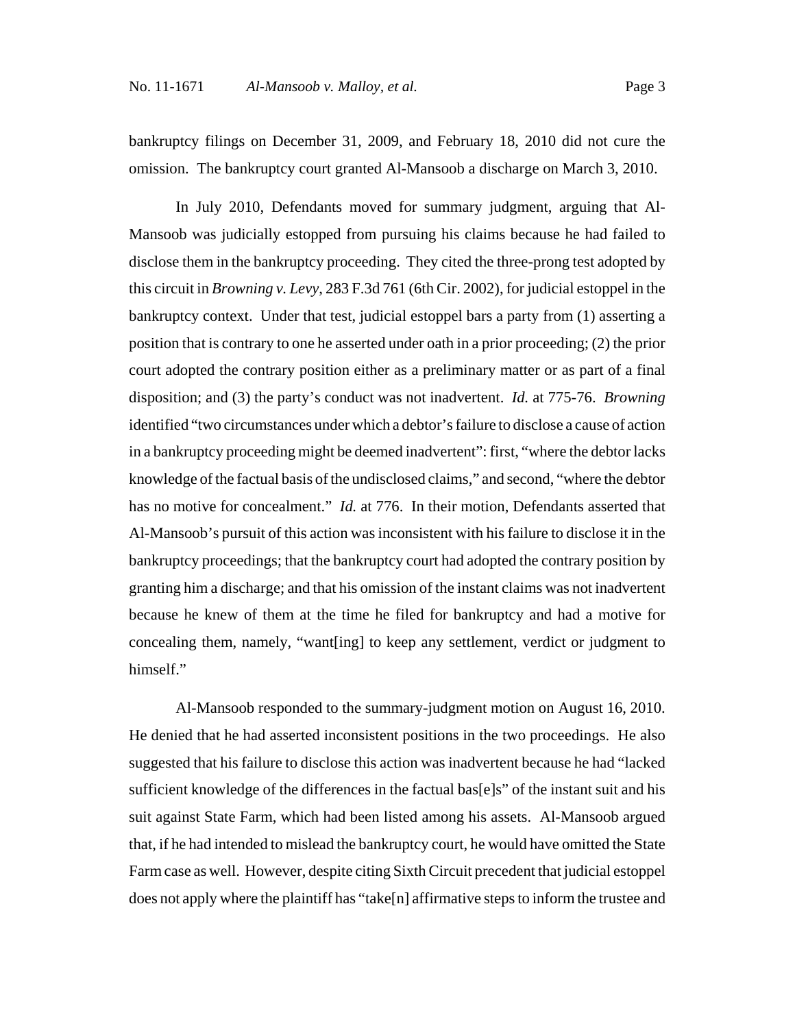bankruptcy filings on December 31, 2009, and February 18, 2010 did not cure the omission. The bankruptcy court granted Al-Mansoob a discharge on March 3, 2010.

In July 2010, Defendants moved for summary judgment, arguing that Al-Mansoob was judicially estopped from pursuing his claims because he had failed to disclose them in the bankruptcy proceeding. They cited the three-prong test adopted by this circuit in *Browning v. Levy*, 283 F.3d 761 (6th Cir. 2002), for judicial estoppel in the bankruptcy context. Under that test, judicial estoppel bars a party from (1) asserting a position that is contrary to one he asserted under oath in a prior proceeding; (2) the prior court adopted the contrary position either as a preliminary matter or as part of a final disposition; and (3) the party's conduct was not inadvertent. *Id.* at 775-76. *Browning* identified "two circumstances under which a debtor's failure to disclose a cause of action in a bankruptcy proceeding might be deemed inadvertent": first, "where the debtor lacks knowledge of the factual basis of the undisclosed claims," and second, "where the debtor has no motive for concealment." *Id.* at 776. In their motion, Defendants asserted that Al-Mansoob's pursuit of this action was inconsistent with his failure to disclose it in the bankruptcy proceedings; that the bankruptcy court had adopted the contrary position by granting him a discharge; and that his omission of the instant claims was not inadvertent because he knew of them at the time he filed for bankruptcy and had a motive for concealing them, namely, "want[ing] to keep any settlement, verdict or judgment to himself."

Al-Mansoob responded to the summary-judgment motion on August 16, 2010. He denied that he had asserted inconsistent positions in the two proceedings. He also suggested that his failure to disclose this action was inadvertent because he had "lacked sufficient knowledge of the differences in the factual bas[e]s" of the instant suit and his suit against State Farm, which had been listed among his assets. Al-Mansoob argued that, if he had intended to mislead the bankruptcy court, he would have omitted the State Farm case as well. However, despite citing Sixth Circuit precedent that judicial estoppel does not apply where the plaintiff has "take[n] affirmative steps to inform the trustee and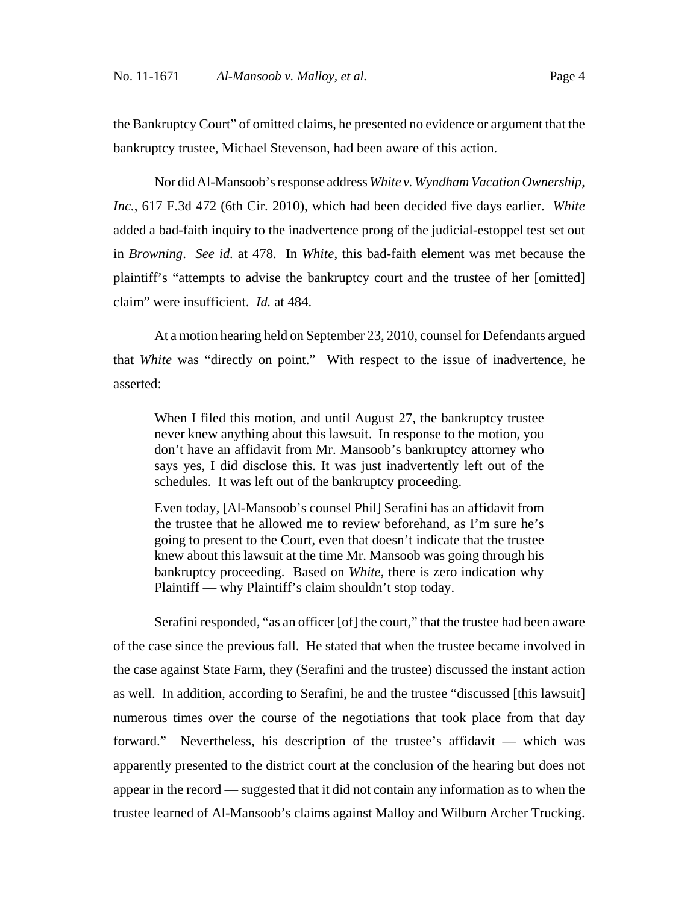the Bankruptcy Court" of omitted claims, he presented no evidence or argument that the bankruptcy trustee, Michael Stevenson, had been aware of this action.

Nor did Al-Mansoob's response address *White v. Wyndham Vacation Ownership, Inc.*, 617 F.3d 472 (6th Cir. 2010), which had been decided five days earlier. *White* added a bad-faith inquiry to the inadvertence prong of the judicial-estoppel test set out in *Browning*. *See id.* at 478. In *White*, this bad-faith element was met because the plaintiff's "attempts to advise the bankruptcy court and the trustee of her [omitted] claim" were insufficient. *Id.* at 484.

At a motion hearing held on September 23, 2010, counsel for Defendants argued that *White* was "directly on point." With respect to the issue of inadvertence, he asserted:

> When I filed this motion, and until August 27, the bankruptcy trustee never knew anything about this lawsuit. In response to the motion, you don't have an affidavit from Mr. Mansoob's bankruptcy attorney who says yes, I did disclose this. It was just inadvertently left out of the schedules. It was left out of the bankruptcy proceeding.
>
> Even today, [Al-Mansoob's counsel Phil] Serafini has an affidavit from the trustee that he allowed me to review beforehand, as I'm sure he's going to present to the Court, even that doesn't indicate that the trustee knew about this lawsuit at the time Mr. Mansoob was going through his bankruptcy proceeding. Based on *White*, there is zero indication why Plaintiff — why Plaintiff's claim shouldn't stop today.

Serafini responded, "as an officer [of] the court," that the trustee had been aware of the case since the previous fall. He stated that when the trustee became involved in the case against State Farm, they (Serafini and the trustee) discussed the instant action as well. In addition, according to Serafini, he and the trustee "discussed [this lawsuit] numerous times over the course of the negotiations that took place from that day forward." Nevertheless, his description of the trustee's affidavit — which was apparently presented to the district court at the conclusion of the hearing but does not appear in the record — suggested that it did not contain any information as to when the trustee learned of Al-Mansoob's claims against Malloy and Wilburn Archer Trucking.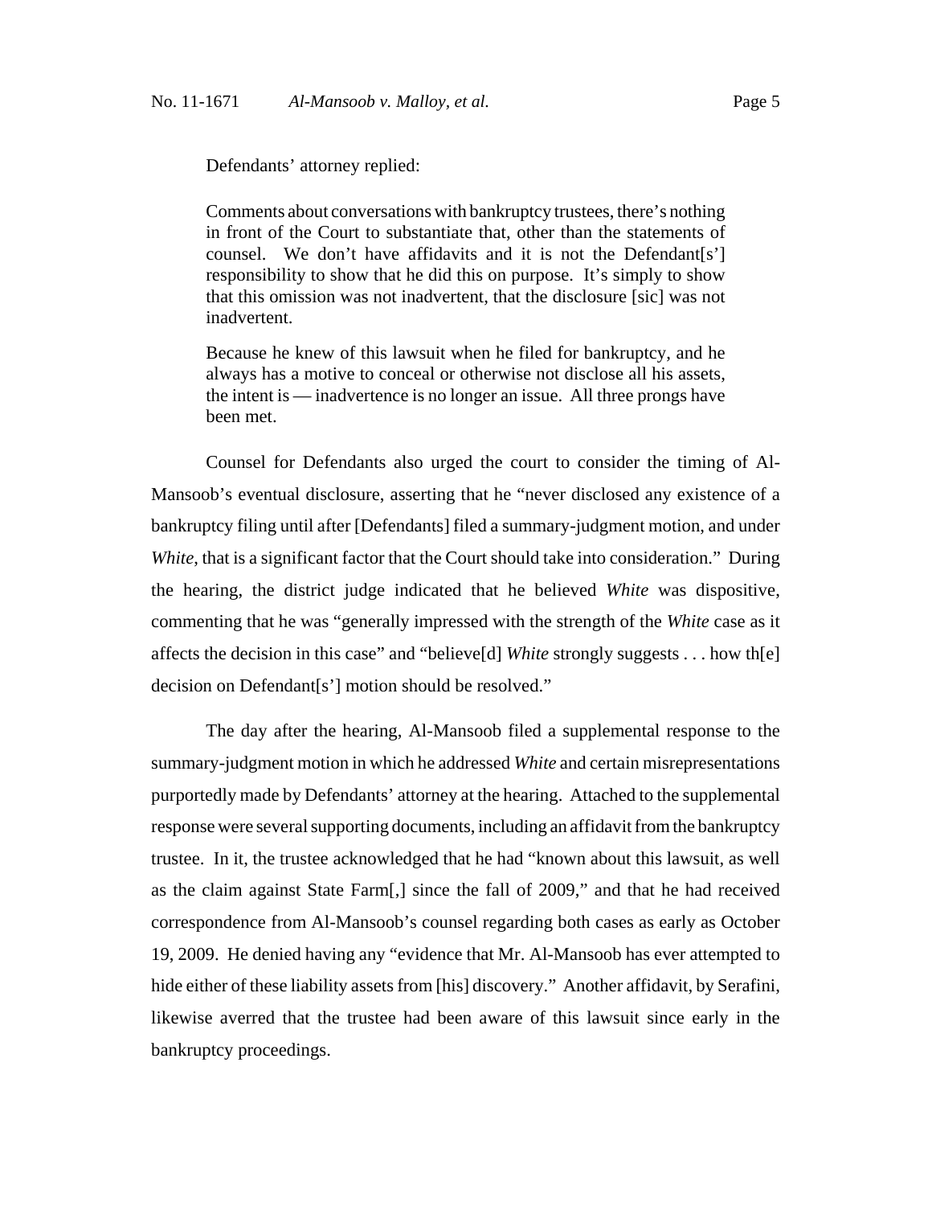Defendants' attorney replied:

> Comments about conversations with bankruptcy trustees, there's nothing in front of the Court to substantiate that, other than the statements of counsel. We don't have affidavits and it is not the Defendant[s'] responsibility to show that he did this on purpose. It's simply to show that this omission was not inadvertent, that the disclosure [sic] was not inadvertent.
>
> Because he knew of this lawsuit when he filed for bankruptcy, and he always has a motive to conceal or otherwise not disclose all his assets, the intent is — inadvertence is no longer an issue. All three prongs have been met.

Counsel for Defendants also urged the court to consider the timing of Al-Mansoob's eventual disclosure, asserting that he "never disclosed any existence of a bankruptcy filing until after [Defendants] filed a summary-judgment motion, and under *White*, that is a significant factor that the Court should take into consideration." During the hearing, the district judge indicated that he believed *White* was dispositive, commenting that he was "generally impressed with the strength of the *White* case as it affects the decision in this case" and "believe[d] *White* strongly suggests . . . how th[e] decision on Defendant[s'] motion should be resolved."

The day after the hearing, Al-Mansoob filed a supplemental response to the summary-judgment motion in which he addressed *White* and certain misrepresentations purportedly made by Defendants' attorney at the hearing. Attached to the supplemental response were several supporting documents, including an affidavit from the bankruptcy trustee. In it, the trustee acknowledged that he had "known about this lawsuit, as well as the claim against State Farm[,] since the fall of 2009," and that he had received correspondence from Al-Mansoob's counsel regarding both cases as early as October 19, 2009. He denied having any "evidence that Mr. Al-Mansoob has ever attempted to hide either of these liability assets from [his] discovery." Another affidavit, by Serafini, likewise averred that the trustee had been aware of this lawsuit since early in the bankruptcy proceedings.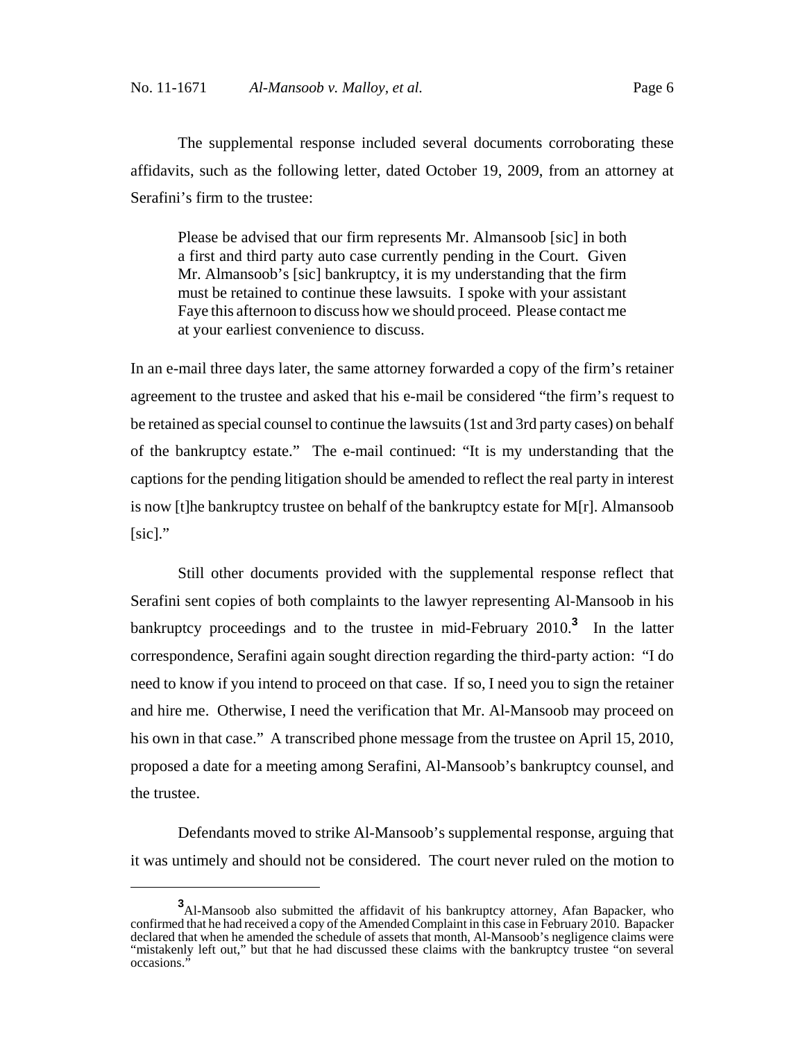The supplemental response included several documents corroborating these affidavits, such as the following letter, dated October 19, 2009, from an attorney at Serafini's firm to the trustee:

> Please be advised that our firm represents Mr. Almansoob [sic] in both a first and third party auto case currently pending in the Court. Given Mr. Almansoob's [sic] bankruptcy, it is my understanding that the firm must be retained to continue these lawsuits. I spoke with your assistant Faye this afternoon to discuss how we should proceed. Please contact me at your earliest convenience to discuss.

In an e-mail three days later, the same attorney forwarded a copy of the firm's retainer agreement to the trustee and asked that his e-mail be considered "the firm's request to be retained as special counsel to continue the lawsuits (1st and 3rd party cases) on behalf of the bankruptcy estate." The e-mail continued: "It is my understanding that the captions for the pending litigation should be amended to reflect the real party in interest is now [t]he bankruptcy trustee on behalf of the bankruptcy estate for M[r]. Almansoob [sic]."

Still other documents provided with the supplemental response reflect that Serafini sent copies of both complaints to the lawyer representing Al-Mansoob in his bankruptcy proceedings and to the trustee in mid-February 2010.[3] In the latter correspondence, Serafini again sought direction regarding the third-party action: "I do need to know if you intend to proceed on that case. If so, I need you to sign the retainer and hire me. Otherwise, I need the verification that Mr. Al-Mansoob may proceed on his own in that case." A transcribed phone message from the trustee on April 15, 2010, proposed a date for a meeting among Serafini, Al-Mansoob's bankruptcy counsel, and the trustee.

Defendants moved to strike Al-Mansoob's supplemental response, arguing that it was untimely and should not be considered. The court never ruled on the motion to

---

[3] Al-Mansoob also submitted the affidavit of his bankruptcy attorney, Afan Bapacker, who confirmed that he had received a copy of the Amended Complaint in this case in February 2010. Bapacker declared that when he amended the schedule of assets that month, Al-Mansoob's negligence claims were "mistakenly left out," but that he had discussed these claims with the bankruptcy trustee "on several occasions."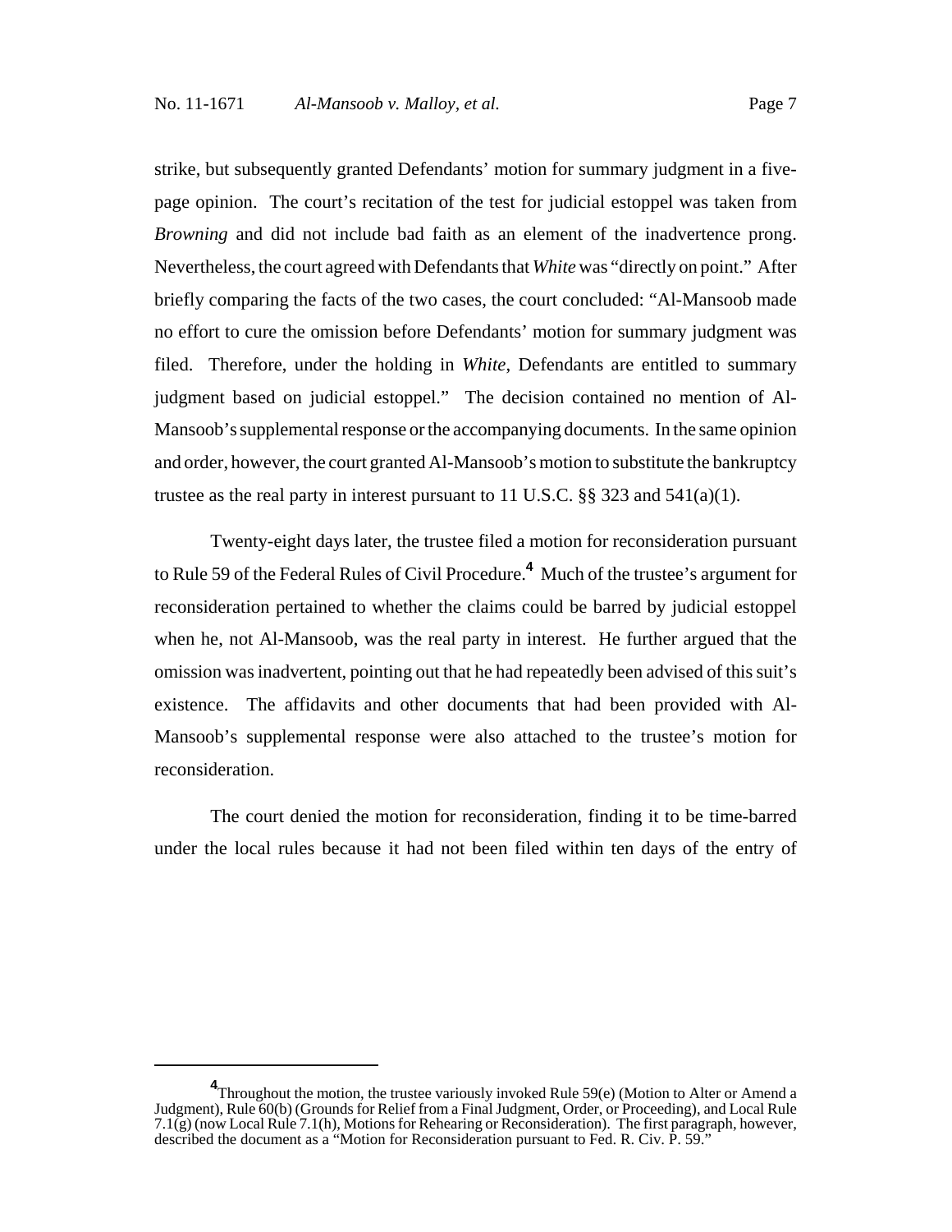strike, but subsequently granted Defendants' motion for summary judgment in a five-page opinion. The court's recitation of the test for judicial estoppel was taken from *Browning* and did not include bad faith as an element of the inadvertence prong. Nevertheless, the court agreed with Defendants that *White* was "directly on point." After briefly comparing the facts of the two cases, the court concluded: "Al-Mansoob made no effort to cure the omission before Defendants' motion for summary judgment was filed. Therefore, under the holding in *White*, Defendants are entitled to summary judgment based on judicial estoppel." The decision contained no mention of Al-Mansoob's supplemental response or the accompanying documents. In the same opinion and order, however, the court granted Al-Mansoob's motion to substitute the bankruptcy trustee as the real party in interest pursuant to 11 U.S.C. §§ 323 and 541(a)(1).

Twenty-eight days later, the trustee filed a motion for reconsideration pursuant to Rule 59 of the Federal Rules of Civil Procedure.[4] Much of the trustee's argument for reconsideration pertained to whether the claims could be barred by judicial estoppel when he, not Al-Mansoob, was the real party in interest. He further argued that the omission was inadvertent, pointing out that he had repeatedly been advised of this suit's existence. The affidavits and other documents that had been provided with Al-Mansoob's supplemental response were also attached to the trustee's motion for reconsideration.

The court denied the motion for reconsideration, finding it to be time-barred under the local rules because it had not been filed within ten days of the entry of

---

[4] Throughout the motion, the trustee variously invoked Rule 59(e) (Motion to Alter or Amend a Judgment), Rule 60(b) (Grounds for Relief from a Final Judgment, Order, or Proceeding), and Local Rule 7.1(g) (now Local Rule 7.1(h), Motions for Rehearing or Reconsideration). The first paragraph, however, described the document as a "Motion for Reconsideration pursuant to Fed. R. Civ. P. 59."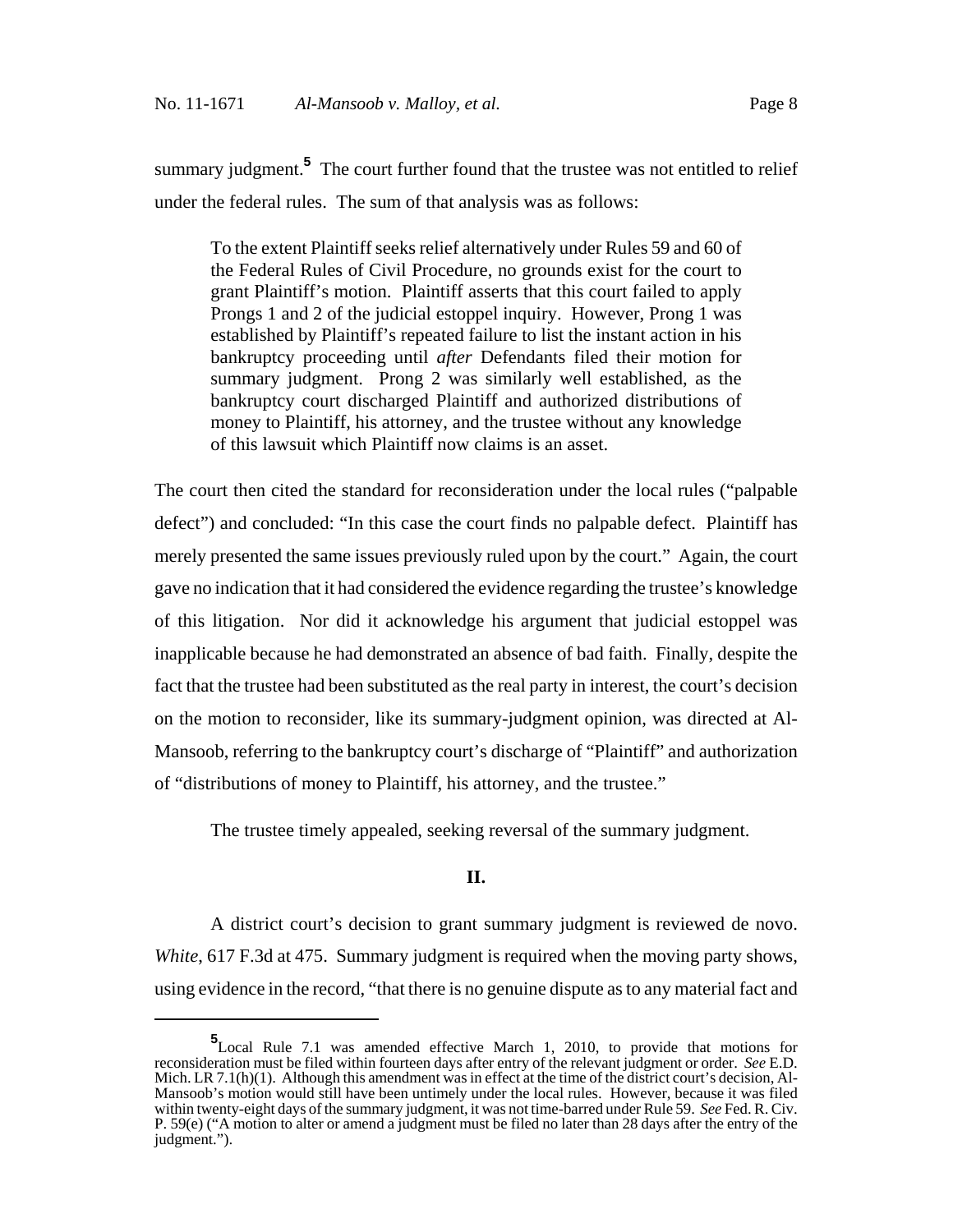summary judgment.[5] The court further found that the trustee was not entitled to relief under the federal rules. The sum of that analysis was as follows:

> To the extent Plaintiff seeks relief alternatively under Rules 59 and 60 of the Federal Rules of Civil Procedure, no grounds exist for the court to grant Plaintiff's motion. Plaintiff asserts that this court failed to apply Prongs 1 and 2 of the judicial estoppel inquiry. However, Prong 1 was established by Plaintiff's repeated failure to list the instant action in his bankruptcy proceeding until *after* Defendants filed their motion for summary judgment. Prong 2 was similarly well established, as the bankruptcy court discharged Plaintiff and authorized distributions of money to Plaintiff, his attorney, and the trustee without any knowledge of this lawsuit which Plaintiff now claims is an asset.

The court then cited the standard for reconsideration under the local rules ("palpable defect") and concluded: "In this case the court finds no palpable defect. Plaintiff has merely presented the same issues previously ruled upon by the court." Again, the court gave no indication that it had considered the evidence regarding the trustee's knowledge of this litigation. Nor did it acknowledge his argument that judicial estoppel was inapplicable because he had demonstrated an absence of bad faith. Finally, despite the fact that the trustee had been substituted as the real party in interest, the court's decision on the motion to reconsider, like its summary-judgment opinion, was directed at Al-Mansoob, referring to the bankruptcy court's discharge of "Plaintiff" and authorization of "distributions of money to Plaintiff, his attorney, and the trustee."

The trustee timely appealed, seeking reversal of the summary judgment.

## II.

A district court's decision to grant summary judgment is reviewed de novo. *White*, 617 F.3d at 475. Summary judgment is required when the moving party shows, using evidence in the record, "that there is no genuine dispute as to any material fact and

---

[5] Local Rule 7.1 was amended effective March 1, 2010, to provide that motions for reconsideration must be filed within fourteen days after entry of the relevant judgment or order. *See* E.D. Mich. LR 7.1(h)(1). Although this amendment was in effect at the time of the district court's decision, Al-Mansoob's motion would still have been untimely under the local rules. However, because it was filed within twenty-eight days of the summary judgment, it was not time-barred under Rule 59. *See* Fed. R. Civ. P. 59(e) ("A motion to alter or amend a judgment must be filed no later than 28 days after the entry of the judgment.").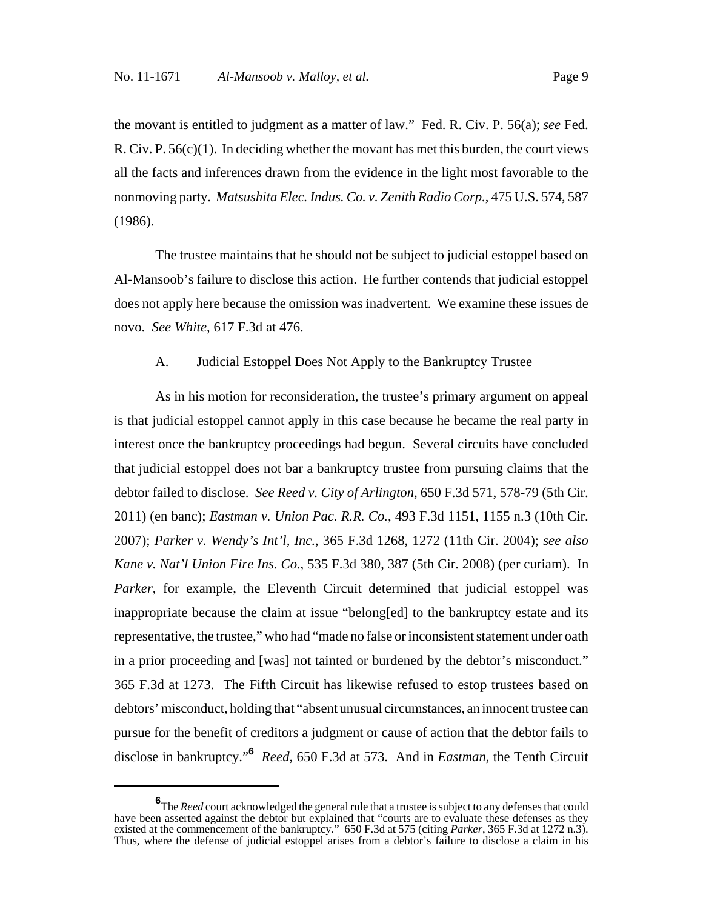the movant is entitled to judgment as a matter of law." Fed. R. Civ. P. 56(a); *see* Fed. R. Civ. P. 56(c)(1). In deciding whether the movant has met this burden, the court views all the facts and inferences drawn from the evidence in the light most favorable to the nonmoving party. *Matsushita Elec. Indus. Co. v. Zenith Radio Corp.*, 475 U.S. 574, 587 (1986).

The trustee maintains that he should not be subject to judicial estoppel based on Al-Mansoob's failure to disclose this action. He further contends that judicial estoppel does not apply here because the omission was inadvertent. We examine these issues de novo. *See White*, 617 F.3d at 476.

A. Judicial Estoppel Does Not Apply to the Bankruptcy Trustee

As in his motion for reconsideration, the trustee's primary argument on appeal is that judicial estoppel cannot apply in this case because he became the real party in interest once the bankruptcy proceedings had begun. Several circuits have concluded that judicial estoppel does not bar a bankruptcy trustee from pursuing claims that the debtor failed to disclose. *See Reed v. City of Arlington*, 650 F.3d 571, 578-79 (5th Cir. 2011) (en banc); *Eastman v. Union Pac. R.R. Co.*, 493 F.3d 1151, 1155 n.3 (10th Cir. 2007); *Parker v. Wendy's Int'l, Inc.*, 365 F.3d 1268, 1272 (11th Cir. 2004); *see also Kane v. Nat'l Union Fire Ins. Co.*, 535 F.3d 380, 387 (5th Cir. 2008) (per curiam). In *Parker*, for example, the Eleventh Circuit determined that judicial estoppel was inappropriate because the claim at issue "belong[ed] to the bankruptcy estate and its representative, the trustee," who had "made no false or inconsistent statement under oath in a prior proceeding and [was] not tainted or burdened by the debtor's misconduct." 365 F.3d at 1273. The Fifth Circuit has likewise refused to estop trustees based on debtors' misconduct, holding that "absent unusual circumstances, an innocent trustee can pursue for the benefit of creditors a judgment or cause of action that the debtor fails to disclose in bankruptcy."[6] *Reed*, 650 F.3d at 573. And in *Eastman*, the Tenth Circuit

[6] The *Reed* court acknowledged the general rule that a trustee is subject to any defenses that could have been asserted against the debtor but explained that "courts are to evaluate these defenses as they existed at the commencement of the bankruptcy." 650 F.3d at 575 (citing *Parker*, 365 F.3d at 1272 n.3). Thus, where the defense of judicial estoppel arises from a debtor's failure to disclose a claim in his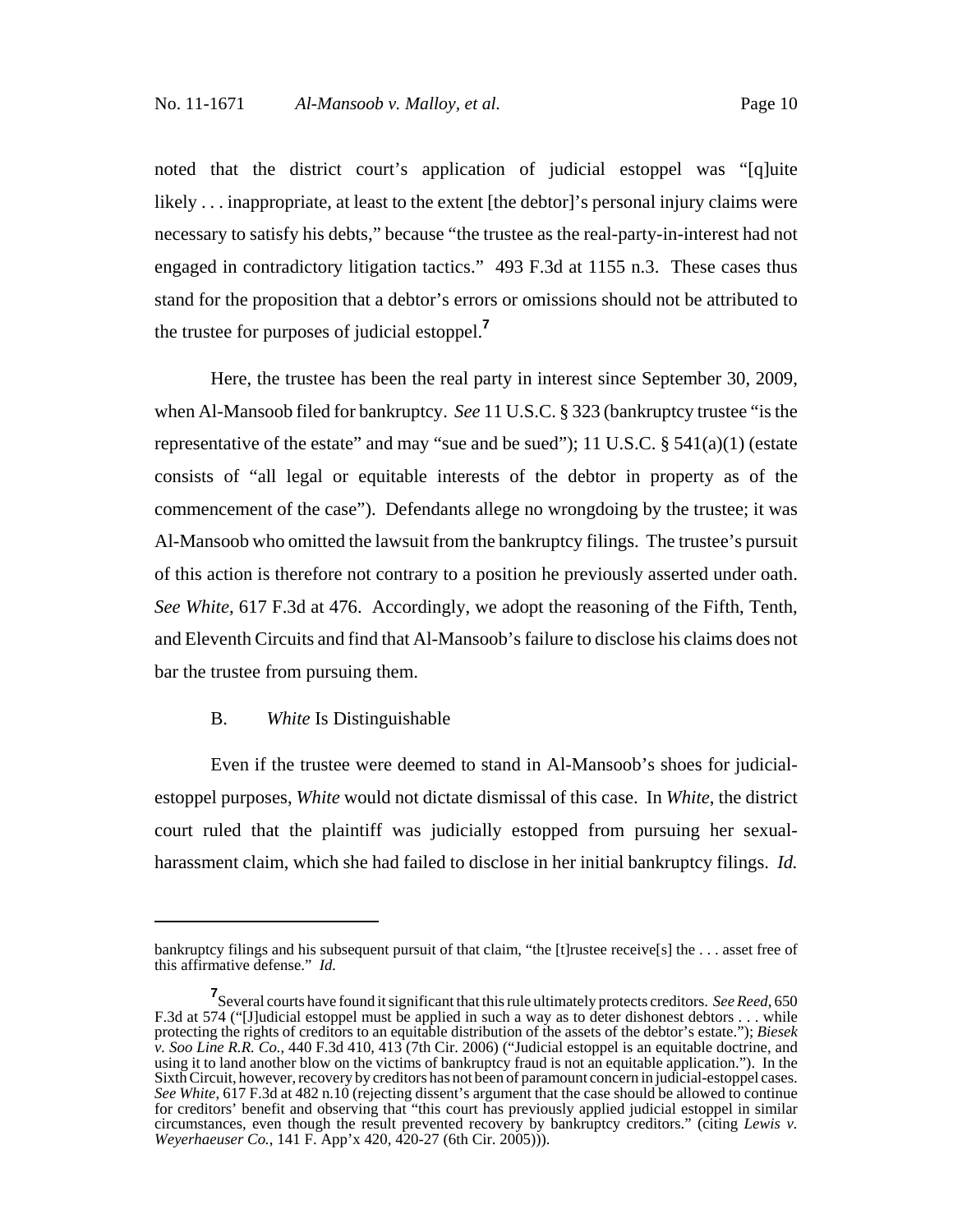noted that the district court's application of judicial estoppel was "[q]uite likely . . . inappropriate, at least to the extent [the debtor]'s personal injury claims were necessary to satisfy his debts," because "the trustee as the real-party-in-interest had not engaged in contradictory litigation tactics." 493 F.3d at 1155 n.3. These cases thus stand for the proposition that a debtor's errors or omissions should not be attributed to the trustee for purposes of judicial estoppel.[7]

Here, the trustee has been the real party in interest since September 30, 2009, when Al-Mansoob filed for bankruptcy. *See* 11 U.S.C. § 323 (bankruptcy trustee "is the representative of the estate" and may "sue and be sued"); 11 U.S.C. § 541(a)(1) (estate consists of "all legal or equitable interests of the debtor in property as of the commencement of the case"). Defendants allege no wrongdoing by the trustee; it was Al-Mansoob who omitted the lawsuit from the bankruptcy filings. The trustee's pursuit of this action is therefore not contrary to a position he previously asserted under oath. *See White*, 617 F.3d at 476. Accordingly, we adopt the reasoning of the Fifth, Tenth, and Eleventh Circuits and find that Al-Mansoob's failure to disclose his claims does not bar the trustee from pursuing them.

### B. *White* Is Distinguishable

Even if the trustee were deemed to stand in Al-Mansoob's shoes for judicial-estoppel purposes, *White* would not dictate dismissal of this case. In *White*, the district court ruled that the plaintiff was judicially estopped from pursuing her sexual-harassment claim, which she had failed to disclose in her initial bankruptcy filings. *Id.*

---

bankruptcy filings and his subsequent pursuit of that claim, "the [t]rustee receive[s] the . . . asset free of this affirmative defense." *Id.*

[7] Several courts have found it significant that this rule ultimately protects creditors. *See Reed*, 650 F.3d at 574 ("[J]udicial estoppel must be applied in such a way as to deter dishonest debtors . . . while protecting the rights of creditors to an equitable distribution of the assets of the debtor's estate."); *Biesek v. Soo Line R.R. Co.*, 440 F.3d 410, 413 (7th Cir. 2006) ("Judicial estoppel is an equitable doctrine, and using it to land another blow on the victims of bankruptcy fraud is not an equitable application."). In the Sixth Circuit, however, recovery by creditors has not been of paramount concern in judicial-estoppel cases. *See White*, 617 F.3d at 482 n.10 (rejecting dissent's argument that the case should be allowed to continue for creditors' benefit and observing that "this court has previously applied judicial estoppel in similar circumstances, even though the result prevented recovery by bankruptcy creditors." (citing *Lewis v. Weyerhaeuser Co.*, 141 F. App'x 420, 420-27 (6th Cir. 2005))).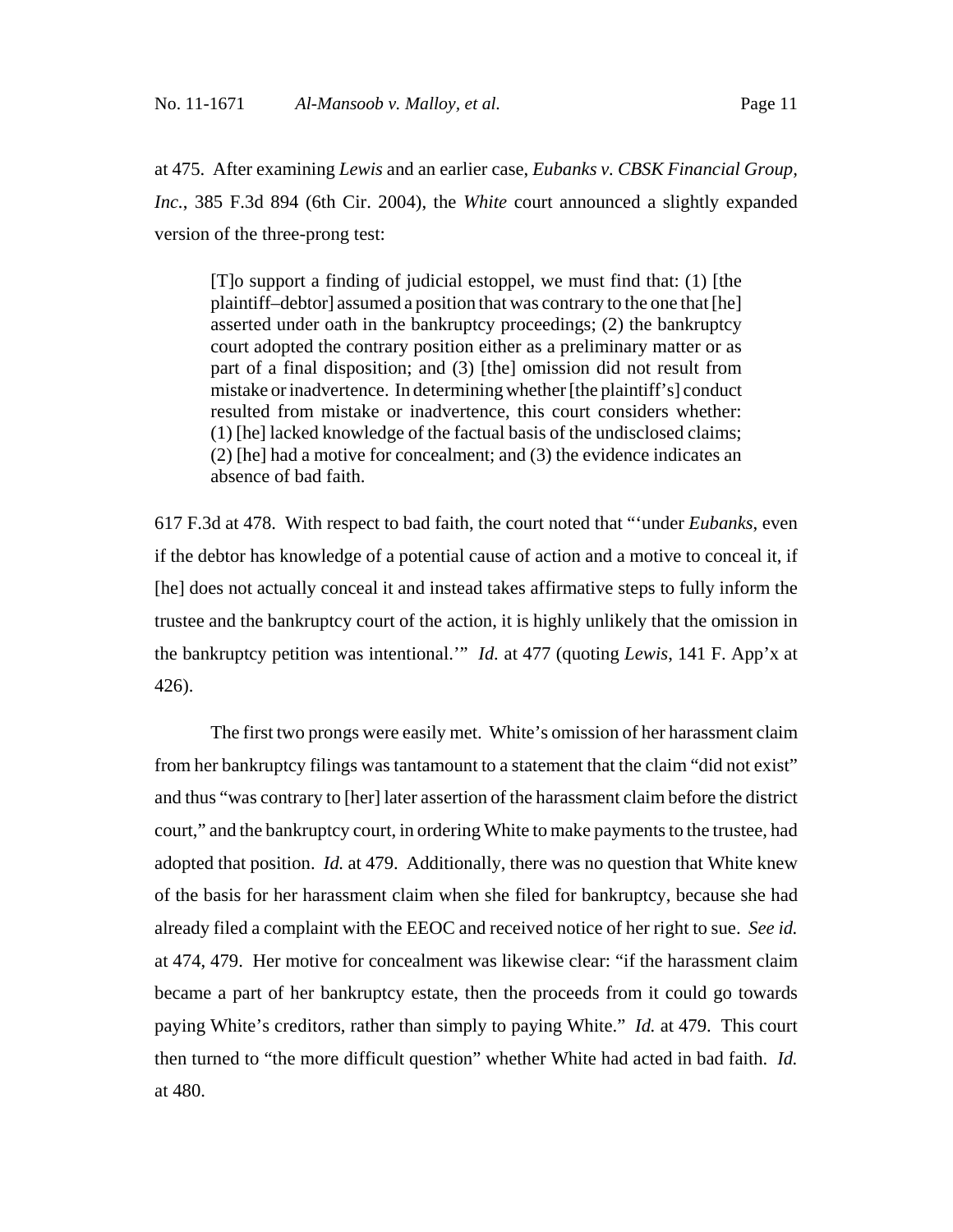at 475. After examining *Lewis* and an earlier case, *Eubanks v. CBSK Financial Group, Inc.*, 385 F.3d 894 (6th Cir. 2004), the *White* court announced a slightly expanded version of the three-prong test:

> [T]o support a finding of judicial estoppel, we must find that: (1) [the plaintiff–debtor] assumed a position that was contrary to the one that [he] asserted under oath in the bankruptcy proceedings; (2) the bankruptcy court adopted the contrary position either as a preliminary matter or as part of a final disposition; and (3) [the] omission did not result from mistake or inadvertence. In determining whether [the plaintiff's] conduct resulted from mistake or inadvertence, this court considers whether: (1) [he] lacked knowledge of the factual basis of the undisclosed claims; (2) [he] had a motive for concealment; and (3) the evidence indicates an absence of bad faith.

617 F.3d at 478. With respect to bad faith, the court noted that "'under *Eubanks*, even if the debtor has knowledge of a potential cause of action and a motive to conceal it, if [he] does not actually conceal it and instead takes affirmative steps to fully inform the trustee and the bankruptcy court of the action, it is highly unlikely that the omission in the bankruptcy petition was intentional.'" *Id.* at 477 (quoting *Lewis*, 141 F. App'x at 426).

The first two prongs were easily met. White's omission of her harassment claim from her bankruptcy filings was tantamount to a statement that the claim "did not exist" and thus "was contrary to [her] later assertion of the harassment claim before the district court," and the bankruptcy court, in ordering White to make payments to the trustee, had adopted that position. *Id.* at 479. Additionally, there was no question that White knew of the basis for her harassment claim when she filed for bankruptcy, because she had already filed a complaint with the EEOC and received notice of her right to sue. *See id.* at 474, 479. Her motive for concealment was likewise clear: "if the harassment claim became a part of her bankruptcy estate, then the proceeds from it could go towards paying White's creditors, rather than simply to paying White." *Id.* at 479. This court then turned to "the more difficult question" whether White had acted in bad faith. *Id.* at 480.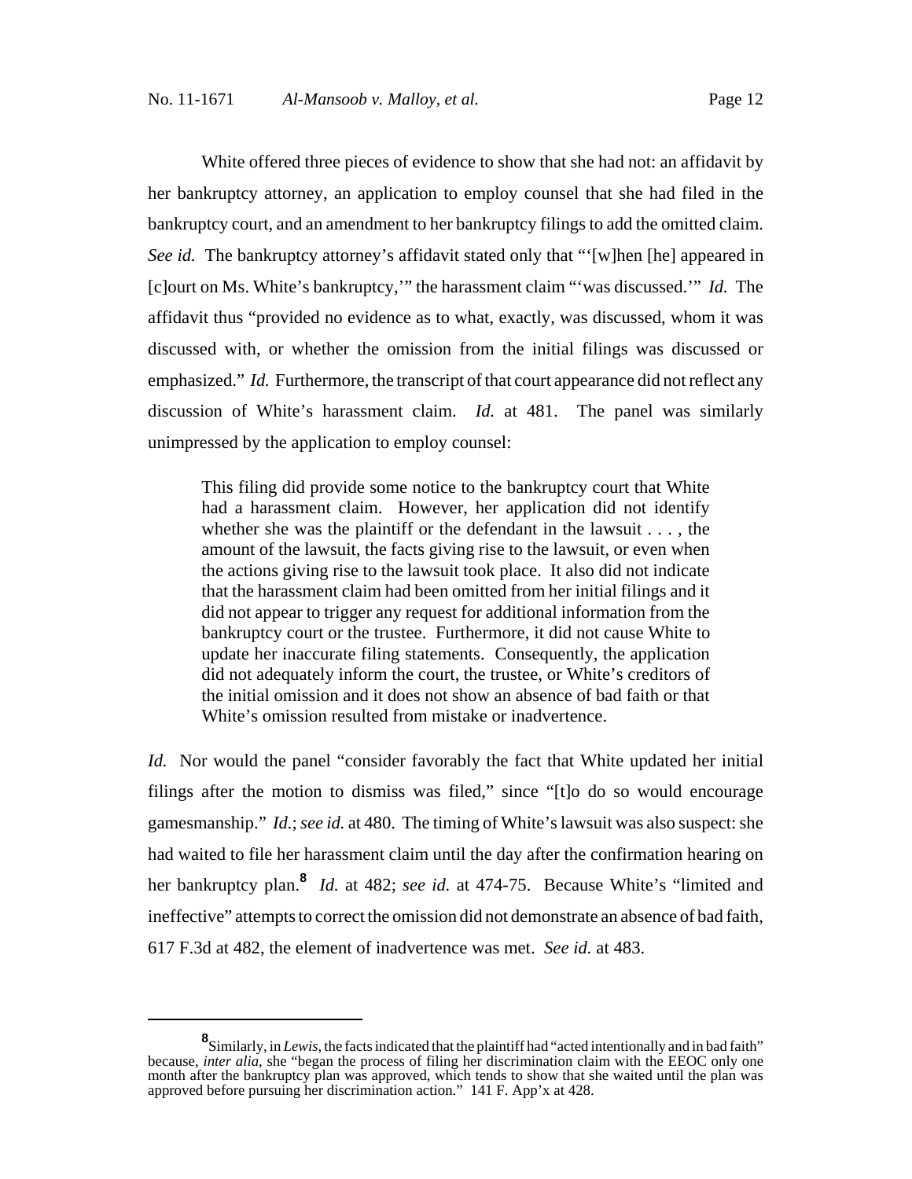White offered three pieces of evidence to show that she had not: an affidavit by her bankruptcy attorney, an application to employ counsel that she had filed in the bankruptcy court, and an amendment to her bankruptcy filings to add the omitted claim. *See id.* The bankruptcy attorney's affidavit stated only that "'[w]hen [he] appeared in [c]ourt on Ms. White's bankruptcy,'" the harassment claim "'was discussed.'" *Id.* The affidavit thus "provided no evidence as to what, exactly, was discussed, whom it was discussed with, or whether the omission from the initial filings was discussed or emphasized." *Id.* Furthermore, the transcript of that court appearance did not reflect any discussion of White's harassment claim. *Id.* at 481. The panel was similarly unimpressed by the application to employ counsel:

> This filing did provide some notice to the bankruptcy court that White had a harassment claim. However, her application did not identify whether she was the plaintiff or the defendant in the lawsuit . . . , the amount of the lawsuit, the facts giving rise to the lawsuit, or even when the actions giving rise to the lawsuit took place. It also did not indicate that the harassment claim had been omitted from her initial filings and it did not appear to trigger any request for additional information from the bankruptcy court or the trustee. Furthermore, it did not cause White to update her inaccurate filing statements. Consequently, the application did not adequately inform the court, the trustee, or White's creditors of the initial omission and it does not show an absence of bad faith or that White's omission resulted from mistake or inadvertence.

*Id.* Nor would the panel "consider favorably the fact that White updated her initial filings after the motion to dismiss was filed," since "[t]o do so would encourage gamesmanship." *Id.*; *see id.* at 480. The timing of White's lawsuit was also suspect: she had waited to file her harassment claim until the day after the confirmation hearing on her bankruptcy plan.[8] *Id.* at 482; *see id.* at 474-75. Because White's "limited and ineffective" attempts to correct the omission did not demonstrate an absence of bad faith, 617 F.3d at 482, the element of inadvertence was met. *See id.* at 483.

---

[8] Similarly, in *Lewis*, the facts indicated that the plaintiff had "acted intentionally and in bad faith" because, *inter alia*, she "began the process of filing her discrimination claim with the EEOC only one month after the bankruptcy plan was approved, which tends to show that she waited until the plan was approved before pursuing her discrimination action." 141 F. App'x at 428.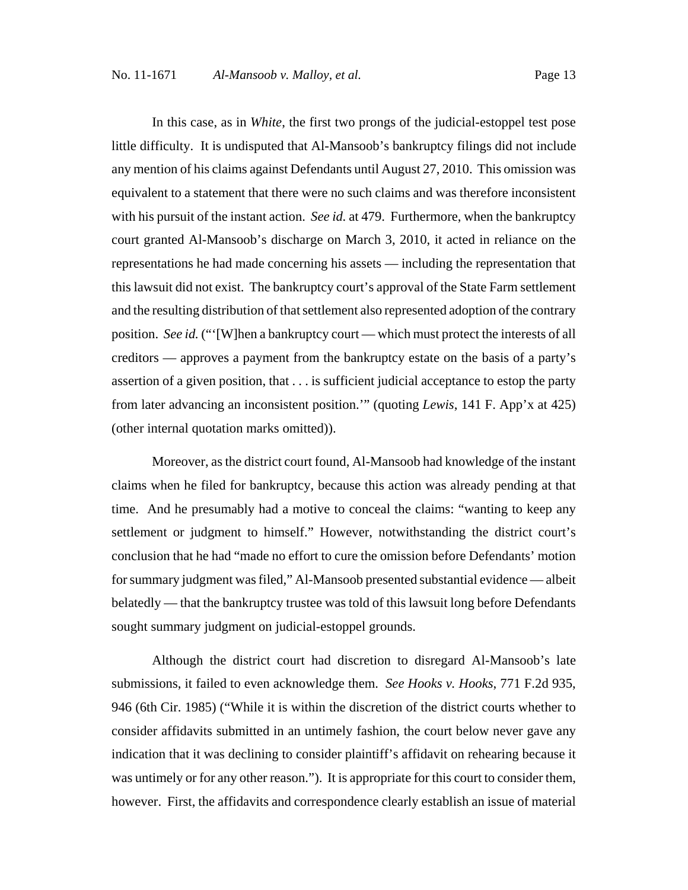In this case, as in *White*, the first two prongs of the judicial-estoppel test pose little difficulty. It is undisputed that Al-Mansoob's bankruptcy filings did not include any mention of his claims against Defendants until August 27, 2010. This omission was equivalent to a statement that there were no such claims and was therefore inconsistent with his pursuit of the instant action. *See id.* at 479. Furthermore, when the bankruptcy court granted Al-Mansoob's discharge on March 3, 2010, it acted in reliance on the representations he had made concerning his assets — including the representation that this lawsuit did not exist. The bankruptcy court's approval of the State Farm settlement and the resulting distribution of that settlement also represented adoption of the contrary position. *See id.* ("'[W]hen a bankruptcy court — which must protect the interests of all creditors — approves a payment from the bankruptcy estate on the basis of a party's assertion of a given position, that . . . is sufficient judicial acceptance to estop the party from later advancing an inconsistent position.'" (quoting *Lewis*, 141 F. App'x at 425) (other internal quotation marks omitted)).

Moreover, as the district court found, Al-Mansoob had knowledge of the instant claims when he filed for bankruptcy, because this action was already pending at that time. And he presumably had a motive to conceal the claims: "wanting to keep any settlement or judgment to himself." However, notwithstanding the district court's conclusion that he had "made no effort to cure the omission before Defendants' motion for summary judgment was filed," Al-Mansoob presented substantial evidence — albeit belatedly — that the bankruptcy trustee was told of this lawsuit long before Defendants sought summary judgment on judicial-estoppel grounds.

Although the district court had discretion to disregard Al-Mansoob's late submissions, it failed to even acknowledge them. *See Hooks v. Hooks*, 771 F.2d 935, 946 (6th Cir. 1985) ("While it is within the discretion of the district courts whether to consider affidavits submitted in an untimely fashion, the court below never gave any indication that it was declining to consider plaintiff's affidavit on rehearing because it was untimely or for any other reason."). It is appropriate for this court to consider them, however. First, the affidavits and correspondence clearly establish an issue of material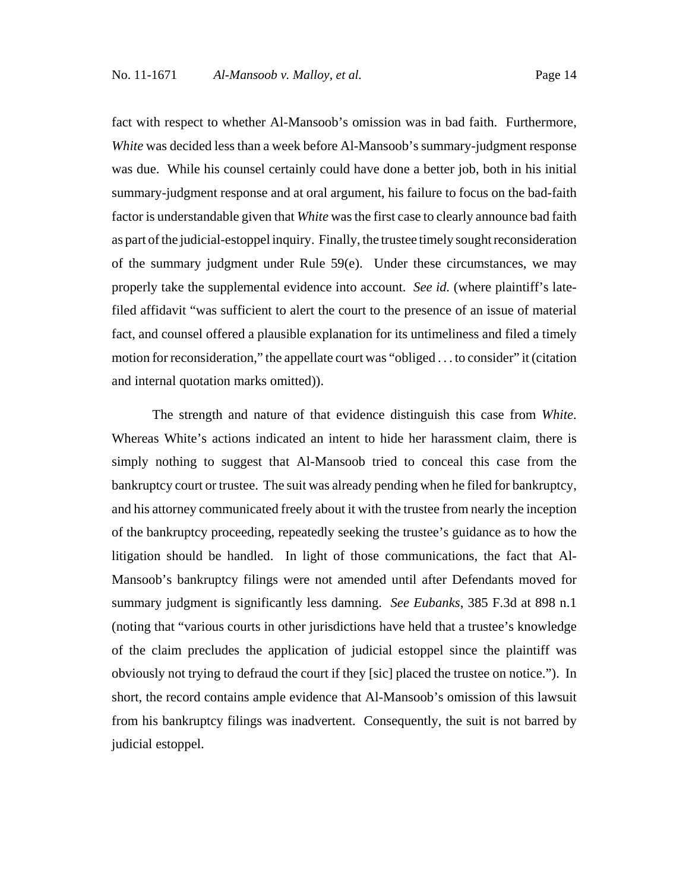fact with respect to whether Al-Mansoob's omission was in bad faith. Furthermore, *White* was decided less than a week before Al-Mansoob's summary-judgment response was due. While his counsel certainly could have done a better job, both in his initial summary-judgment response and at oral argument, his failure to focus on the bad-faith factor is understandable given that *White* was the first case to clearly announce bad faith as part of the judicial-estoppel inquiry. Finally, the trustee timely sought reconsideration of the summary judgment under Rule 59(e). Under these circumstances, we may properly take the supplemental evidence into account. *See id.* (where plaintiff's late-filed affidavit "was sufficient to alert the court to the presence of an issue of material fact, and counsel offered a plausible explanation for its untimeliness and filed a timely motion for reconsideration," the appellate court was "obliged . . . to consider" it (citation and internal quotation marks omitted)).

The strength and nature of that evidence distinguish this case from *White*. Whereas White's actions indicated an intent to hide her harassment claim, there is simply nothing to suggest that Al-Mansoob tried to conceal this case from the bankruptcy court or trustee. The suit was already pending when he filed for bankruptcy, and his attorney communicated freely about it with the trustee from nearly the inception of the bankruptcy proceeding, repeatedly seeking the trustee's guidance as to how the litigation should be handled. In light of those communications, the fact that Al-Mansoob's bankruptcy filings were not amended until after Defendants moved for summary judgment is significantly less damning. *See Eubanks*, 385 F.3d at 898 n.1 (noting that "various courts in other jurisdictions have held that a trustee's knowledge of the claim precludes the application of judicial estoppel since the plaintiff was obviously not trying to defraud the court if they [sic] placed the trustee on notice."). In short, the record contains ample evidence that Al-Mansoob's omission of this lawsuit from his bankruptcy filings was inadvertent. Consequently, the suit is not barred by judicial estoppel.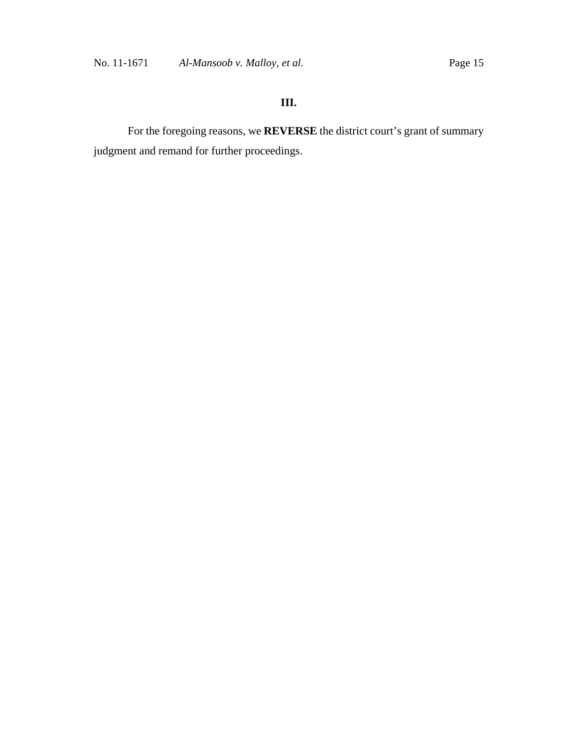## III.

For the foregoing reasons, we **REVERSE** the district court's grant of summary judgment and remand for further proceedings.